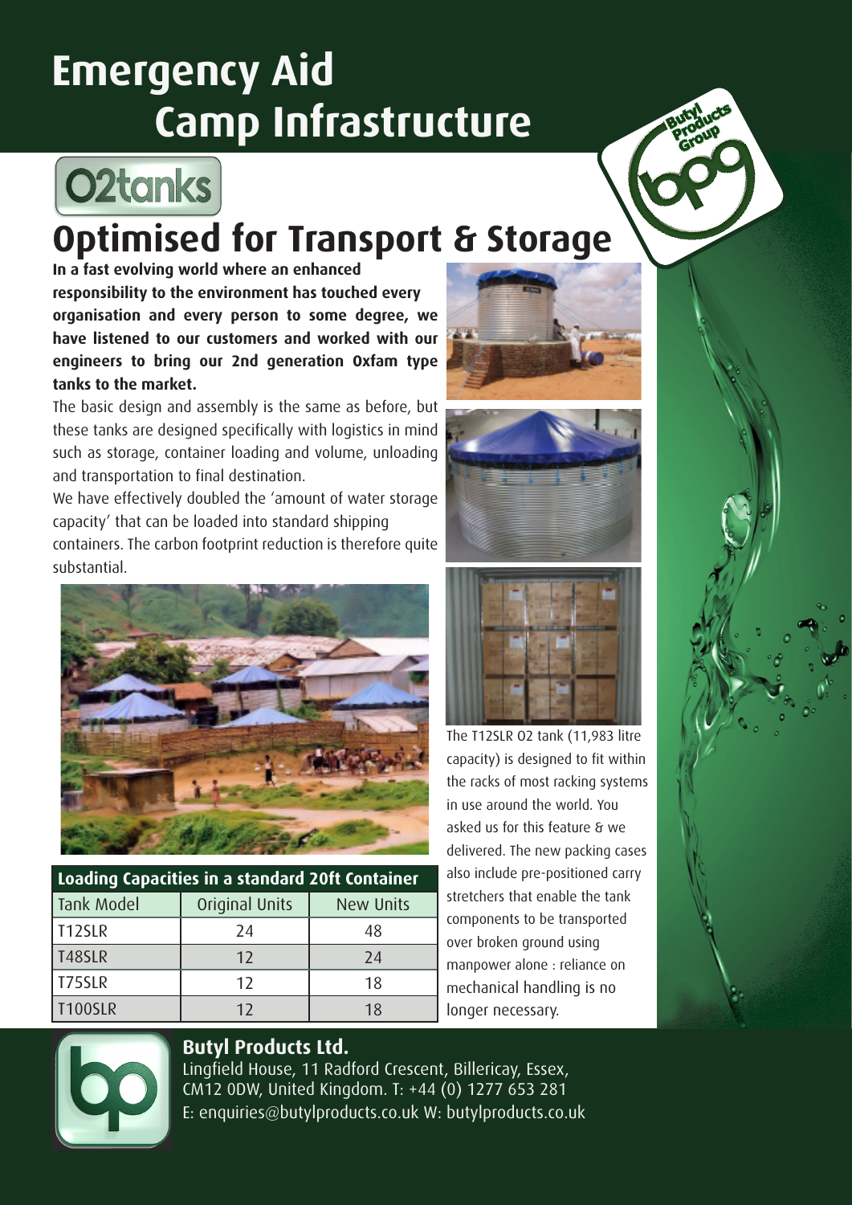# Emergency Aid Camp Infrastructure

O2tanks

## Optimised for Transport & Storage

**In a fast evolving world where an enhanced responsibility to the environment has touched every organisation and every person to some degree, we have listened to our customers and worked with our engineers to bring our 2nd generation Oxfam type tanks to the market.**

The basic design and assembly is the same as before, but these tanks are designed specifically with logistics in mind such as storage, container loading and volume, unloading and transportation to final destination.

We have effectively doubled the 'amount of water storage capacity' that can be loaded into standard shipping containers. The carbon footprint reduction is therefore quite substantial.

| Loading Capacities in a standard 20ft Container | | |
|---|---|---|
| Tank Model | Original Units | New Units |
| T12SLR | 24 | 48 |
| T48SLR | 12 | 24 |
| T75SLR | 12 | 18 |
| T100SLR | 12 | 18 |

The T12SLR O2 tank (11,983 litre capacity) is designed to fit within the racks of most racking systems in use around the world. You asked us for this feature & we delivered. The new packing cases also include pre-positioned carry stretchers that enable the tank components to be transported over broken ground using manpower alone : reliance on mechanical handling is no longer necessary.

**Butyl Products Ltd.**
Lingfield House, 11 Radford Crescent, Billericay, Essex, CM12 0DW, United Kingdom. T: +44 (0) 1277 653 281
E: enquiries@butylproducts.co.uk W: butylproducts.co.uk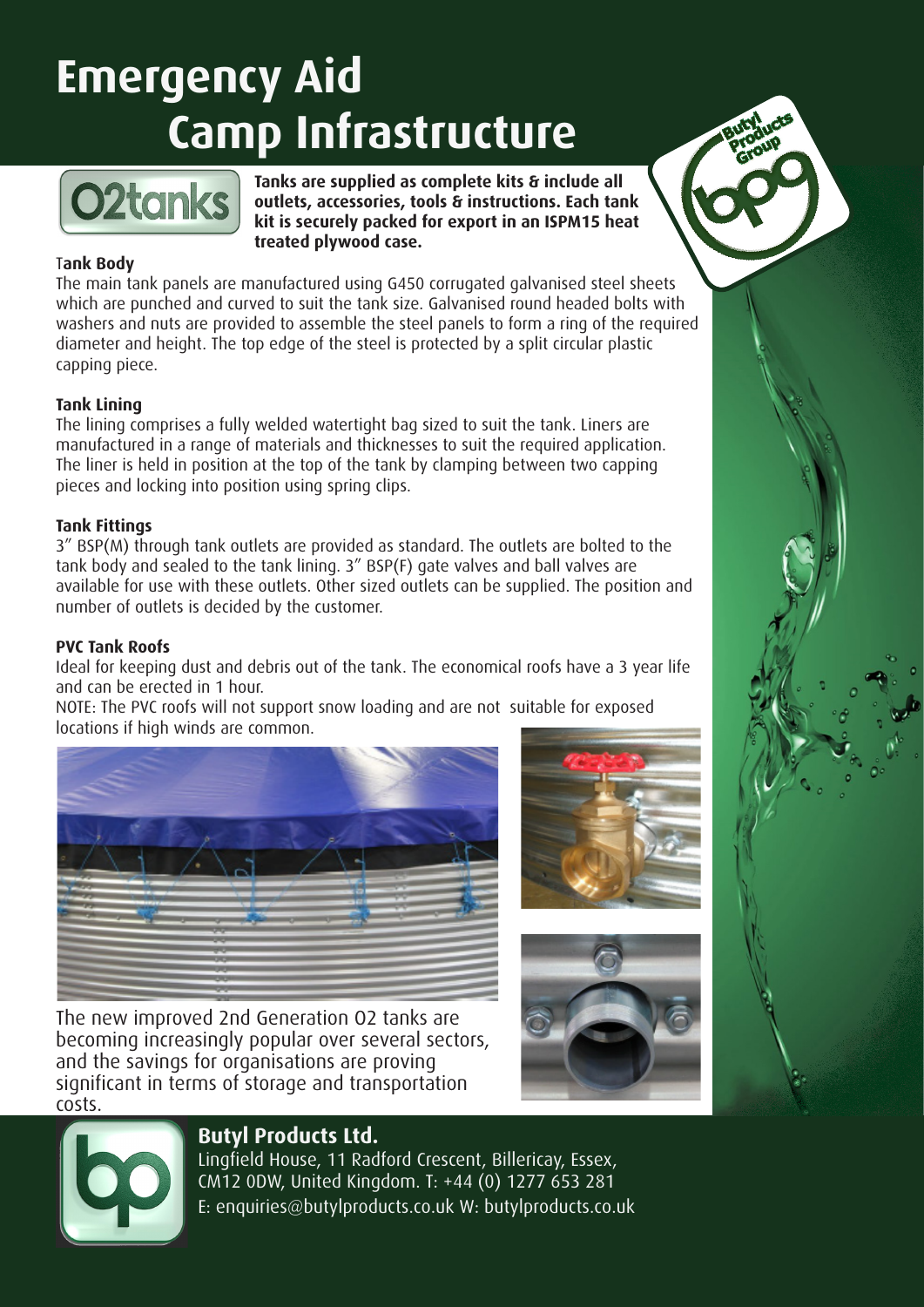# Emergency Aid Camp Infrastructure

**Tanks are supplied as complete kits & include all outlets, accessories, tools & instructions. Each tank kit is securely packed for export in an ISPM15 heat treated plywood case.**

### Tank Body

The main tank panels are manufactured using G450 corrugated galvanised steel sheets which are punched and curved to suit the tank size. Galvanised round headed bolts with washers and nuts are provided to assemble the steel panels to form a ring of the required diameter and height. The top edge of the steel is protected by a split circular plastic capping piece.

### Tank Lining

The lining comprises a fully welded watertight bag sized to suit the tank. Liners are manufactured in a range of materials and thicknesses to suit the required application. The liner is held in position at the top of the tank by clamping between two capping pieces and locking into position using spring clips.

### Tank Fittings

3" BSP(M) through tank outlets are provided as standard. The outlets are bolted to the tank body and sealed to the tank lining. 3" BSP(F) gate valves and ball valves are available for use with these outlets. Other sized outlets can be supplied. The position and number of outlets is decided by the customer.

### PVC Tank Roofs

Ideal for keeping dust and debris out of the tank. The economical roofs have a 3 year life and can be erected in 1 hour.

NOTE: The PVC roofs will not support snow loading and are not suitable for exposed locations if high winds are common.

The new improved 2nd Generation O2 tanks are becoming increasingly popular over several sectors, and the savings for organisations are proving significant in terms of storage and transportation costs.

**Butyl Products Ltd.**

Lingfield House, 11 Radford Crescent, Billericay, Essex, CM12 0DW, United Kingdom. T: +44 (0) 1277 653 281

E: enquiries@butylproducts.co.uk W: butylproducts.co.uk